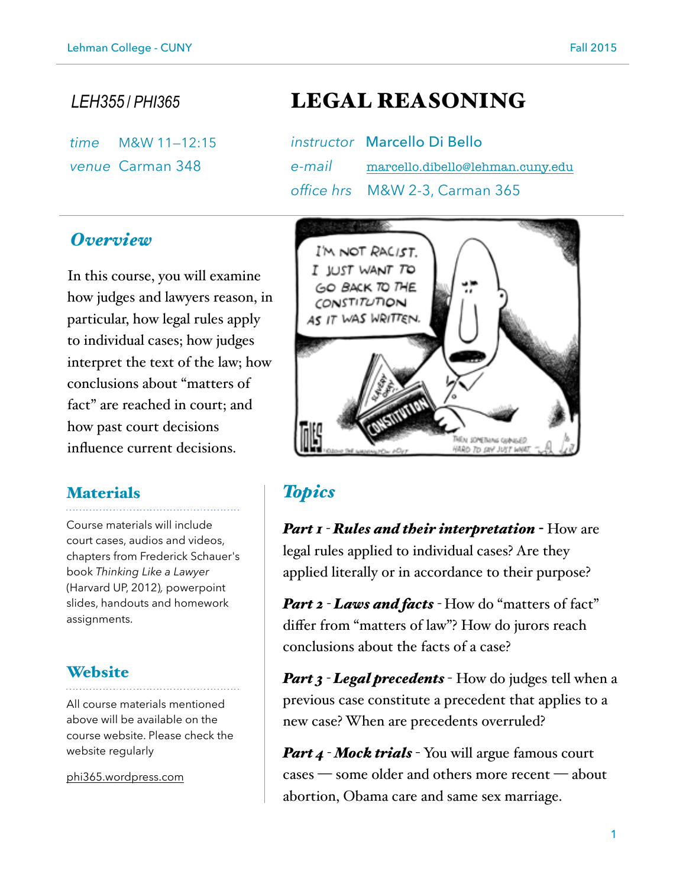LEH355 / PHI365

# LEGAL REASONING

*time* M&W 11–12:15
*venue* Carman 348

*instructor* Marcello Di Bello
*e-mail* marcello.dibello@lehman.cuny.edu
*office hrs* M&W 2-3, Carman 365

## *Overview*

In this course, you will examine how judges and lawyers reason, in particular, how legal rules apply to individual cases; how judges interpret the text of the law; how conclusions about "matters of fact" are reached in court; and how past court decisions influence current decisions.

## Materials

Course materials will include court cases, audios and videos, chapters from Frederick Schauer's book *Thinking Like a Lawyer* (Harvard UP, 2012), powerpoint slides, handouts and homework assignments.

## Website

All course materials mentioned above will be available on the course website. Please check the website regularly

phi365.wordpress.com

## *Topics*

***Part 1* - *Rules and their interpretation*** - How are legal rules applied to individual cases? Are they applied literally or in accordance to their purpose?

***Part 2* - *Laws and facts*** - How do "matters of fact" differ from "matters of law"? How do jurors reach conclusions about the facts of a case?

***Part 3* - *Legal precedents*** - How do judges tell when a previous case constitute a precedent that applies to a new case? When are precedents overruled?

***Part 4* - *Mock trials*** - You will argue famous court cases — some older and others more recent — about abortion, Obama care and same sex marriage.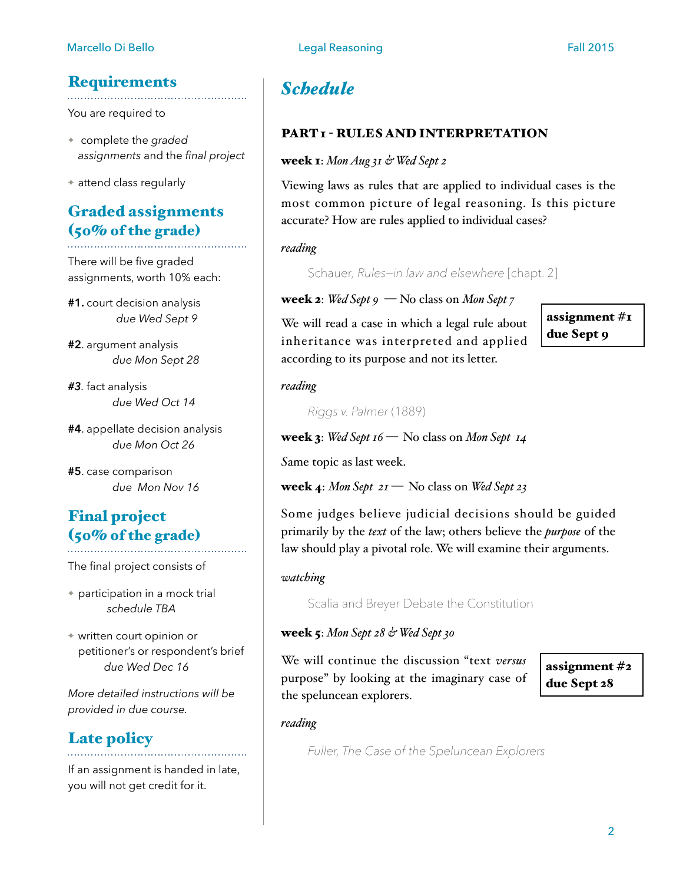## Requirements

You are required to

- complete the *graded assignments* and the *final project*
- attend class regularly

## Graded assignments (50% of the grade)

There will be five graded assignments, worth 10% each:

**#1.** court decision analysis
*due Wed Sept 9*

**#2**. argument analysis
*due Mon Sept 28*

**#3**. fact analysis
*due Wed Oct 14*

**#4**. appellate decision analysis
*due Mon Oct 26*

**#5**. case comparison
*due Mon Nov 16*

## Final project (50% of the grade)

The final project consists of

- participation in a mock trial
  *schedule TBA*
- written court opinion or petitioner's or respondent's brief
  *due Wed Dec 16*

*More detailed instructions will be provided in due course.*

## Late policy

If an assignment is handed in late, you will not get credit for it.

# *Schedule*

### PART 1 - RULES AND INTERPRETATION

**week 1**: *Mon Aug 31 & Wed Sept 2*

Viewing laws as rules that are applied to individual cases is the most common picture of legal reasoning. Is this picture accurate? How are rules applied to individual cases?

*reading*

Schauer, *Rules—in law and elsewhere* [chapt. 2]

**week 2**: *Wed Sept 9* — No class on *Mon Sept 7*

**assignment #1 due Sept 9**

We will read a case in which a legal rule about inheritance was interpreted and applied according to its purpose and not its letter.

*reading*

*Riggs v. Palmer* (1889)

**week 3**: *Wed Sept 16* — No class on *Mon Sept 14*

Same topic as last week.

**week 4**: *Mon Sept 21* — No class on *Wed Sept 23*

Some judges believe judicial decisions should be guided primarily by the *text* of the law; others believe the *purpose* of the law should play a pivotal role. We will examine their arguments.

*watching*

Scalia and Breyer Debate the Constitution

**week 5**: *Mon Sept 28 & Wed Sept 30*

**assignment #2 due Sept 28**

We will continue the discussion "text *versus* purpose" by looking at the imaginary case of the speluncean explorers.

*reading*

*Fuller, The Case of the Speluncean Explorers*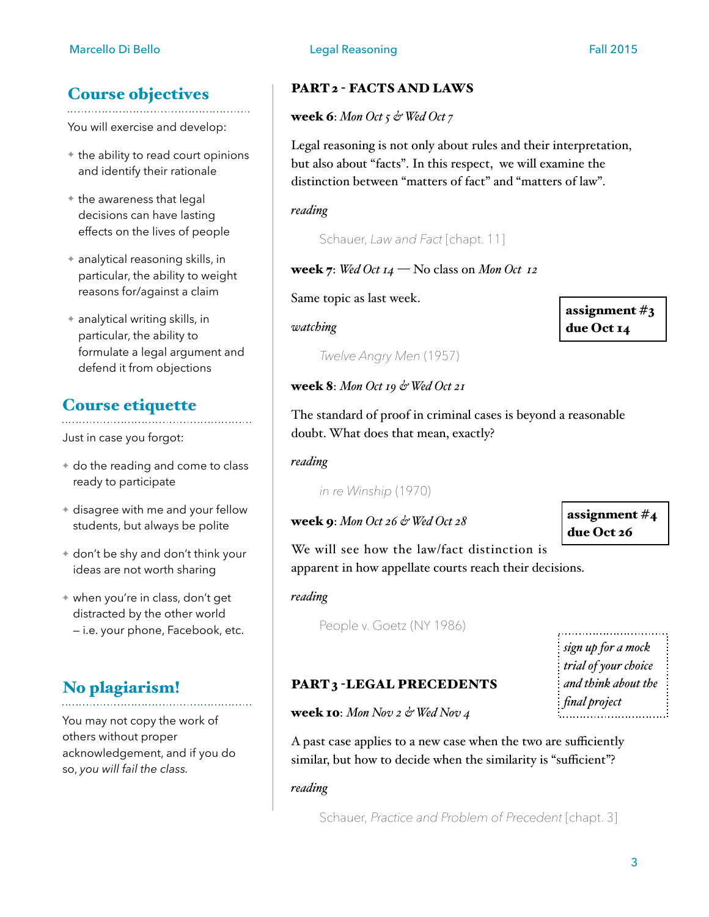## Course objectives

You will exercise and develop:

- the ability to read court opinions and identify their rationale
- the awareness that legal decisions can have lasting effects on the lives of people
- analytical reasoning skills, in particular, the ability to weight reasons for/against a claim
- analytical writing skills, in particular, the ability to formulate a legal argument and defend it from objections

## Course etiquette

Just in case you forgot:

- do the reading and come to class ready to participate
- disagree with me and your fellow students, but always be polite
- don't be shy and don't think your ideas are not worth sharing
- when you're in class, don't get distracted by the other world – i.e. your phone, Facebook, etc.

## No plagiarism!

You may not copy the work of others without proper acknowledgement, and if you do so, *you will fail the class.*

## PART 2 - FACTS AND LAWS

**week 6**: *Mon Oct 5 & Wed Oct 7*

Legal reasoning is not only about rules and their interpretation, but also about "facts". In this respect, we will examine the distinction between "matters of fact" and "matters of law".

*reading*

Schauer, *Law and Fact* [chapt. 11]

**week 7**: *Wed Oct 14* — No class on *Mon Oct 12*

**assignment #3 due Oct 14**

Same topic as last week.

*watching*

*Twelve Angry Men* (1957)

**week 8**: *Mon Oct 19 & Wed Oct 21*

The standard of proof in criminal cases is beyond a reasonable doubt. What does that mean, exactly?

*reading*

*in re Winship* (1970)

**week 9**: *Mon Oct 26 & Wed Oct 28*

**assignment #4 due Oct 26**

We will see how the law/fact distinction is apparent in how appellate courts reach their decisions.

*reading*

People v. Goetz (NY 1986)

*sign up for a mock trial of your choice and think about the final project*

## PART 3 - LEGAL PRECEDENTS

**week 10**: *Mon Nov 2 & Wed Nov 4*

A past case applies to a new case when the two are sufficiently similar, but how to decide when the similarity is "sufficient"?

*reading*

Schauer, *Practice and Problem of Precedent* [chapt. 3]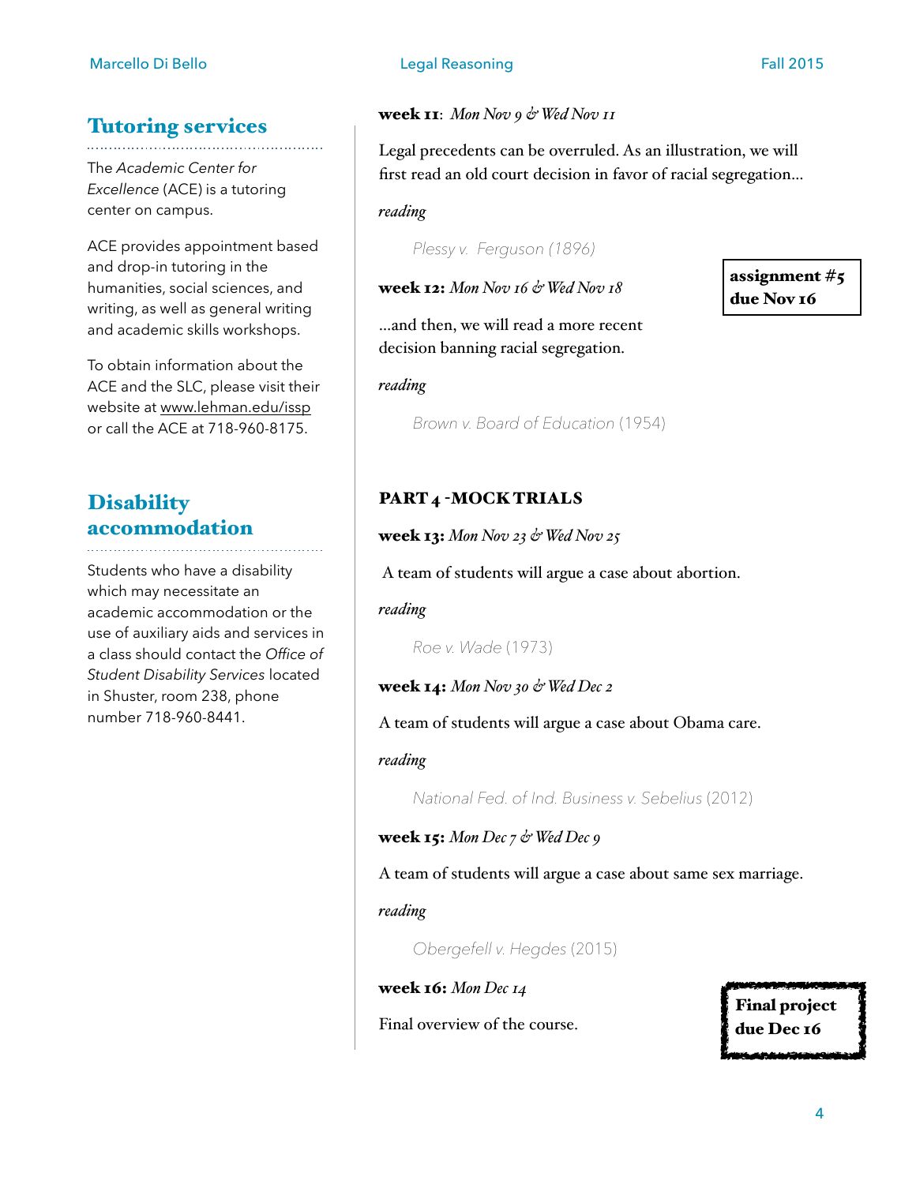## Tutoring services

The *Academic Center for Excellence* (ACE) is a tutoring center on campus.

ACE provides appointment based and drop-in tutoring in the humanities, social sciences, and writing, as well as general writing and academic skills workshops.

To obtain information about the ACE and the SLC, please visit their website at www.lehman.edu/issp or call the ACE at 718-960-8175.

## Disability accommodation

Students who have a disability which may necessitate an academic accommodation or the use of auxiliary aids and services in a class should contact the *Office of Student Disability Services* located in Shuster, room 238, phone number 718-960-8441.

**week 11**: *Mon Nov 9 & Wed Nov 11*

Legal precedents can be overruled. As an illustration, we will first read an old court decision in favor of racial segregation…

*reading*

*Plessy v. Ferguson (1896)*

**week 12:** *Mon Nov 16 & Wed Nov 18*

**assignment #5 due Nov 16**

…and then, we will read a more recent decision banning racial segregation.

*reading*

*Brown v. Board of Education* (1954)

### PART 4 - MOCK TRIALS

**week 13:** *Mon Nov 23 & Wed Nov 25*

A team of students will argue a case about abortion.

*reading*

*Roe v. Wade* (1973)

**week 14:** *Mon Nov 30 & Wed Dec 2*

A team of students will argue a case about Obama care.

*reading*

*National Fed. of Ind. Business v. Sebelius* (2012)

**week 15:** *Mon Dec 7 & Wed Dec 9*

A team of students will argue a case about same sex marriage.

*reading*

*Obergefell v. Hegdes* (2015)

**week 16:** *Mon Dec 14*

Final overview of the course.

**Final project due Dec 16**